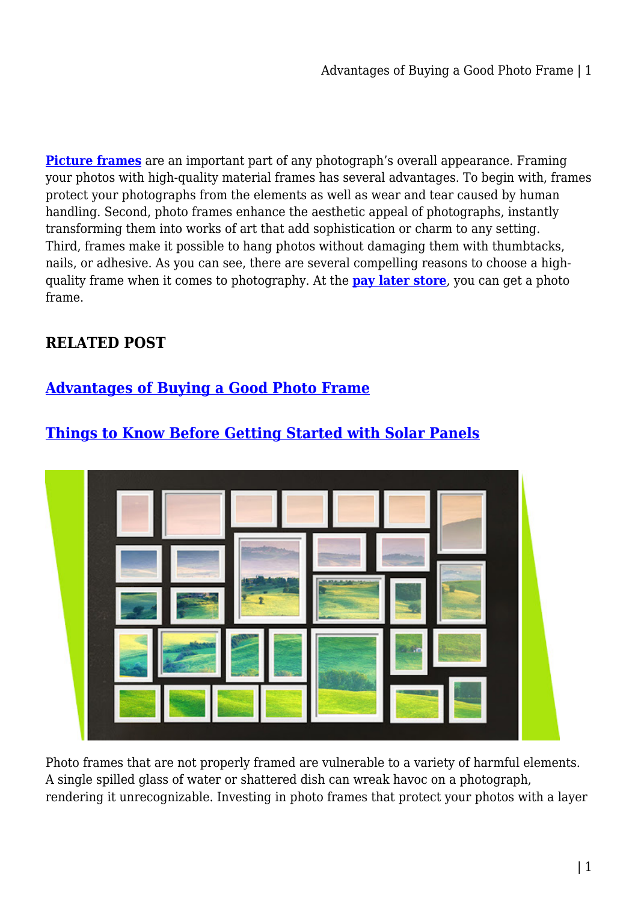**Picture frames** are an important part of any photograph's overall appearance. Framing your photos with high-quality material frames has several advantages. To begin with, frames protect your photographs from the elements as well as wear and tear caused by human handling. Second, photo frames enhance the aesthetic appeal of photographs, instantly transforming them into works of art that add sophistication or charm to any setting. Third, frames make it possible to hang photos without damaging them with thumbtacks, nails, or adhesive. As you can see, there are several compelling reasons to choose a high-quality frame when it comes to photography. At the **pay later store**, you can get a photo frame.

### RELATED POST

## Advantages of Buying a Good Photo Frame

## Things to Know Before Getting Started with Solar Panels

Photo frames that are not properly framed are vulnerable to a variety of harmful elements. A single spilled glass of water or shattered dish can wreak havoc on a photograph, rendering it unrecognizable. Investing in photo frames that protect your photos with a layer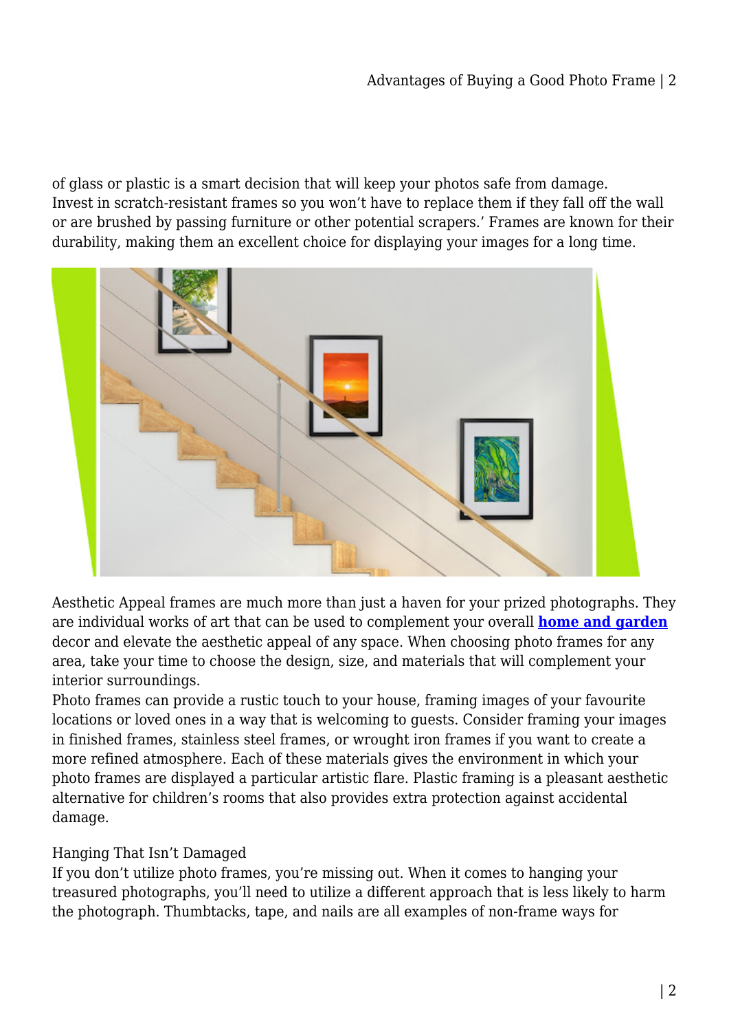of glass or plastic is a smart decision that will keep your photos safe from damage. Invest in scratch-resistant frames so you won't have to replace them if they fall off the wall or are brushed by passing furniture or other potential scrapers.' Frames are known for their durability, making them an excellent choice for displaying your images for a long time.

Aesthetic Appeal frames are much more than just a haven for your prized photographs. They are individual works of art that can be used to complement your overall **home and garden** decor and elevate the aesthetic appeal of any space. When choosing photo frames for any area, take your time to choose the design, size, and materials that will complement your interior surroundings.

Photo frames can provide a rustic touch to your house, framing images of your favourite locations or loved ones in a way that is welcoming to guests. Consider framing your images in finished frames, stainless steel frames, or wrought iron frames if you want to create a more refined atmosphere. Each of these materials gives the environment in which your photo frames are displayed a particular artistic flare. Plastic framing is a pleasant aesthetic alternative for children's rooms that also provides extra protection against accidental damage.

Hanging That Isn't Damaged

If you don't utilize photo frames, you're missing out. When it comes to hanging your treasured photographs, you'll need to utilize a different approach that is less likely to harm the photograph. Thumbtacks, tape, and nails are all examples of non-frame ways for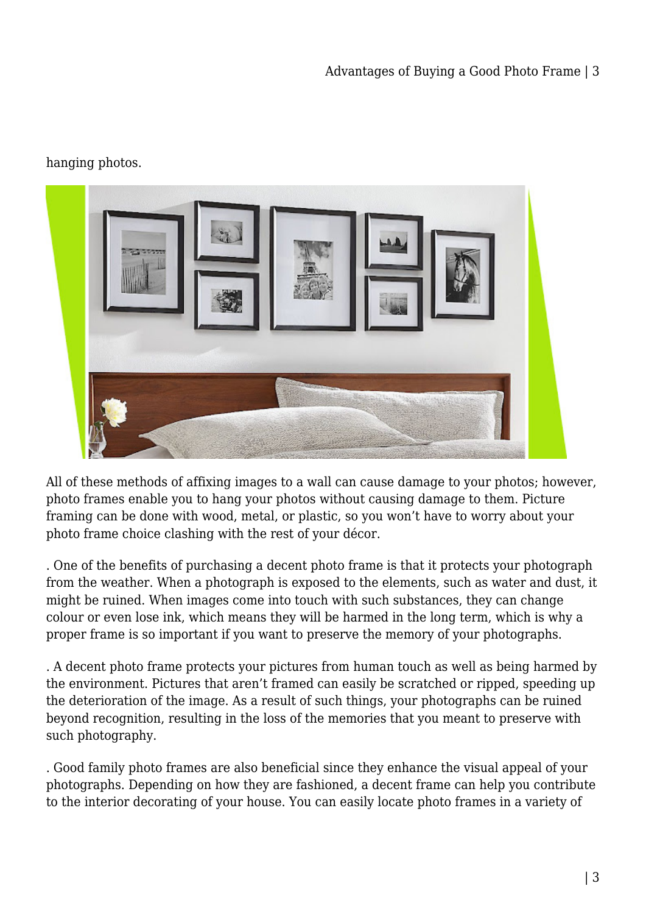hanging photos.

All of these methods of affixing images to a wall can cause damage to your photos; however, photo frames enable you to hang your photos without causing damage to them. Picture framing can be done with wood, metal, or plastic, so you won't have to worry about your photo frame choice clashing with the rest of your décor.

. One of the benefits of purchasing a decent photo frame is that it protects your photograph from the weather. When a photograph is exposed to the elements, such as water and dust, it might be ruined. When images come into touch with such substances, they can change colour or even lose ink, which means they will be harmed in the long term, which is why a proper frame is so important if you want to preserve the memory of your photographs.

. A decent photo frame protects your pictures from human touch as well as being harmed by the environment. Pictures that aren't framed can easily be scratched or ripped, speeding up the deterioration of the image. As a result of such things, your photographs can be ruined beyond recognition, resulting in the loss of the memories that you meant to preserve with such photography.

. Good family photo frames are also beneficial since they enhance the visual appeal of your photographs. Depending on how they are fashioned, a decent frame can help you contribute to the interior decorating of your house. You can easily locate photo frames in a variety of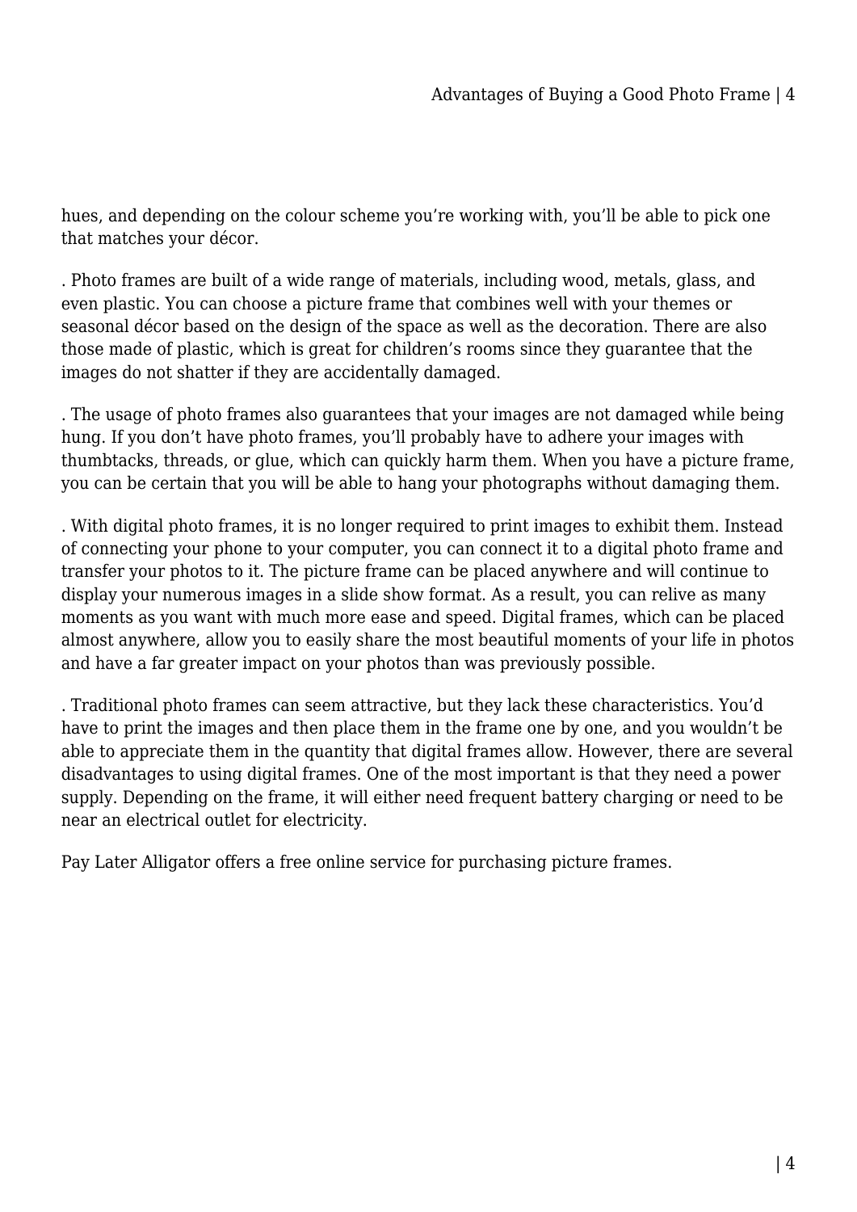hues, and depending on the colour scheme you're working with, you'll be able to pick one that matches your décor.

. Photo frames are built of a wide range of materials, including wood, metals, glass, and even plastic. You can choose a picture frame that combines well with your themes or seasonal décor based on the design of the space as well as the decoration. There are also those made of plastic, which is great for children's rooms since they guarantee that the images do not shatter if they are accidentally damaged.

. The usage of photo frames also guarantees that your images are not damaged while being hung. If you don't have photo frames, you'll probably have to adhere your images with thumbtacks, threads, or glue, which can quickly harm them. When you have a picture frame, you can be certain that you will be able to hang your photographs without damaging them.

. With digital photo frames, it is no longer required to print images to exhibit them. Instead of connecting your phone to your computer, you can connect it to a digital photo frame and transfer your photos to it. The picture frame can be placed anywhere and will continue to display your numerous images in a slide show format. As a result, you can relive as many moments as you want with much more ease and speed. Digital frames, which can be placed almost anywhere, allow you to easily share the most beautiful moments of your life in photos and have a far greater impact on your photos than was previously possible.

. Traditional photo frames can seem attractive, but they lack these characteristics. You'd have to print the images and then place them in the frame one by one, and you wouldn't be able to appreciate them in the quantity that digital frames allow. However, there are several disadvantages to using digital frames. One of the most important is that they need a power supply. Depending on the frame, it will either need frequent battery charging or need to be near an electrical outlet for electricity.

Pay Later Alligator offers a free online service for purchasing picture frames.